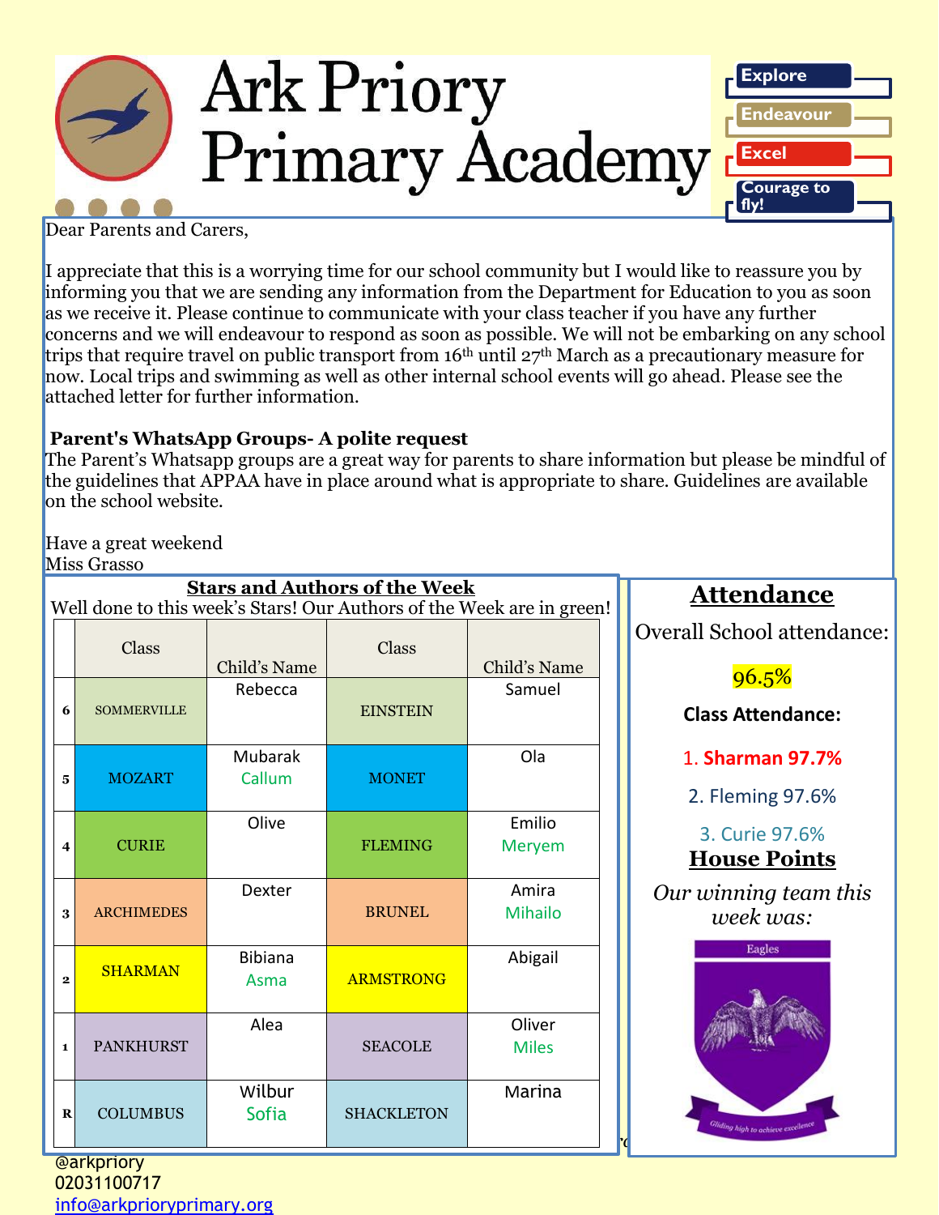# Ark Priory Primary Academy

Explore

Endeavour

Excel

Courage to fly!

Dear Parents and Carers,

I appreciate that this is a worrying time for our school community but I would like to reassure you by informing you that we are sending any information from the Department for Education to you as soon as we receive it. Please continue to communicate with your class teacher if you have any further concerns and we will endeavour to respond as soon as possible. We will not be embarking on any school trips that require travel on public transport from 16th until 27th March as a precautionary measure for now. Local trips and swimming as well as other internal school events will go ahead. Please see the attached letter for further information.

**Parent's WhatsApp Groups- A polite request**

The Parent's Whatsapp groups are a great way for parents to share information but please be mindful of the guidelines that APPAA have in place around what is appropriate to share. Guidelines are available on the school website.

Have a great weekend

Miss Grasso

## Stars and Authors of the Week

Well done to this week's Stars! Our Authors of the Week are in green!

| | Class | Child's Name | Class | Child's Name |
|---|---|---|---|---|
| 6 | SOMMERVILLE | Rebecca | EINSTEIN | Samuel |
| 5 | MOZART | Mubarak<br>Callum | MONET | Ola |
| 4 | CURIE | Olive | FLEMING | Emilio<br>Meryem |
| 3 | ARCHIMEDES | Dexter | BRUNEL | Amira<br>Mihailo |
| 2 | SHARMAN | Bibiana<br>Asma | ARMSTRONG | Abigail |
| 1 | PANKHURST | Alea | SEACOLE | Oliver<br>Miles |
| R | COLUMBUS | Wilbur<br>Sofia | SHACKLETON | Marina |

## Attendance

Overall School attendance:

96.5%

**Class Attendance:**

1. **Sharman 97.7%**
2. Fleming 97.6%
3. Curie 97.6%

## House Points

*Our winning team this week was:*

Eagles

Gliding high to achieve excellence

@arkpriory

02031100717

info@arkprioryprimary.org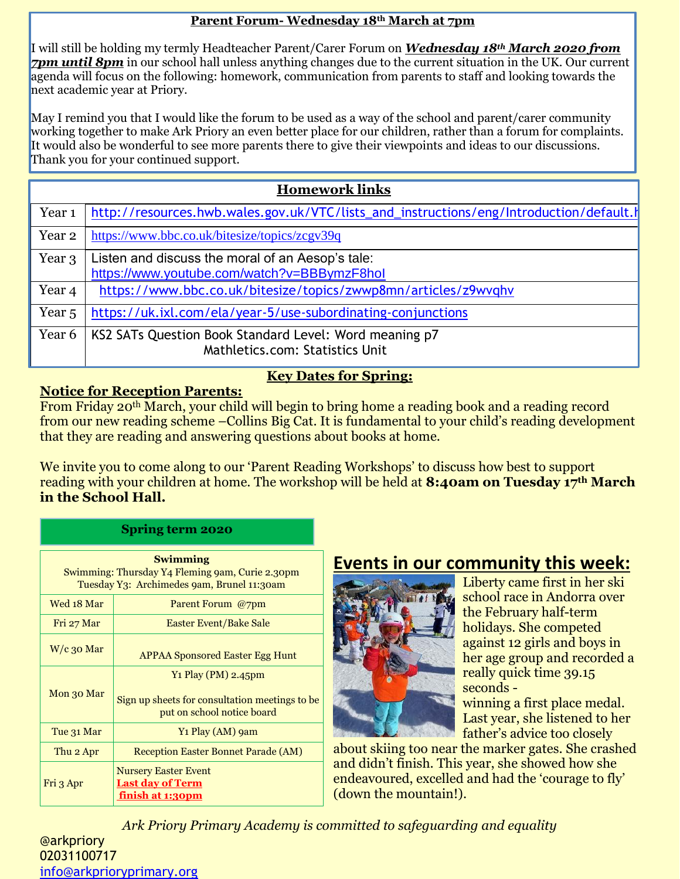## Parent Forum- Wednesday 18th March at 7pm

I will still be holding my termly Headteacher Parent/Carer Forum on ***Wednesday 18th March 2020 from 7pm until 8pm*** in our school hall unless anything changes due to the current situation in the UK. Our current agenda will focus on the following: homework, communication from parents to staff and looking towards the next academic year at Priory.

May I remind you that I would like the forum to be used as a way of the school and parent/carer community working together to make Ark Priory an even better place for our children, rather than a forum for complaints. It would also be wonderful to see more parents there to give their viewpoints and ideas to our discussions. Thank you for your continued support.

## Homework links

| | |
|---|---|
| Year 1 | http://resources.hwb.wales.gov.uk/VTC/lists_and_instructions/eng/Introduction/default.h |
| Year 2 | https://www.bbc.co.uk/bitesize/topics/zcgv39q |
| Year 3 | Listen and discuss the moral of an Aesop's tale: https://www.youtube.com/watch?v=BBBymzF8hoI |
| Year 4 | https://www.bbc.co.uk/bitesize/topics/zwwp8mn/articles/z9wvqhv |
| Year 5 | https://uk.ixl.com/ela/year-5/use-subordinating-conjunctions |
| Year 6 | KS2 SATs Question Book Standard Level: Word meaning p7<br>Mathletics.com: Statistics Unit |

## Key Dates for Spring:

**Notice for Reception Parents:**

From Friday 20th March, your child will begin to bring home a reading book and a reading record from our new reading scheme –Collins Big Cat. It is fundamental to your child's reading development that they are reading and answering questions about books at home.

We invite you to come along to our 'Parent Reading Workshops' to discuss how best to support reading with your children at home. The workshop will be held at **8:40am on Tuesday 17th March in the School Hall.**

**Spring term 2020**

| Swimming | |
|---|---|
| Swimming: Thursday Y4 Fleming 9am, Curie 2.30pm<br>Tuesday Y3: Archimedes 9am, Brunel 11:30am | |
| Wed 18 Mar | Parent Forum @7pm |
| Fri 27 Mar | Easter Event/Bake Sale |
| W/c 30 Mar | APPAA Sponsored Easter Egg Hunt |
| Mon 30 Mar | Y1 Play (PM) 2.45pm<br><br>Sign up sheets for consultation meetings to be put on school notice board |
| Tue 31 Mar | Y1 Play (AM) 9am |
| Thu 2 Apr | Reception Easter Bonnet Parade (AM) |
| Fri 3 Apr | Nursery Easter Event<br>**Last day of Term finish at 1:30pm** |

## Events in our community this week:

Liberty came first in her ski school race in Andorra over the February half-term holidays. She competed against 12 girls and boys in her age group and recorded a really quick time 39.15 seconds - winning a first place medal. Last year, she listened to her father's advice too closely about skiing too near the marker gates. She crashed and didn't finish. This year, she showed how she endeavoured, excelled and had the 'courage to fly' (down the mountain!).

*Ark Priory Primary Academy is committed to safeguarding and equality*

@arkpriory
02031100717
info@arkprioryprimary.org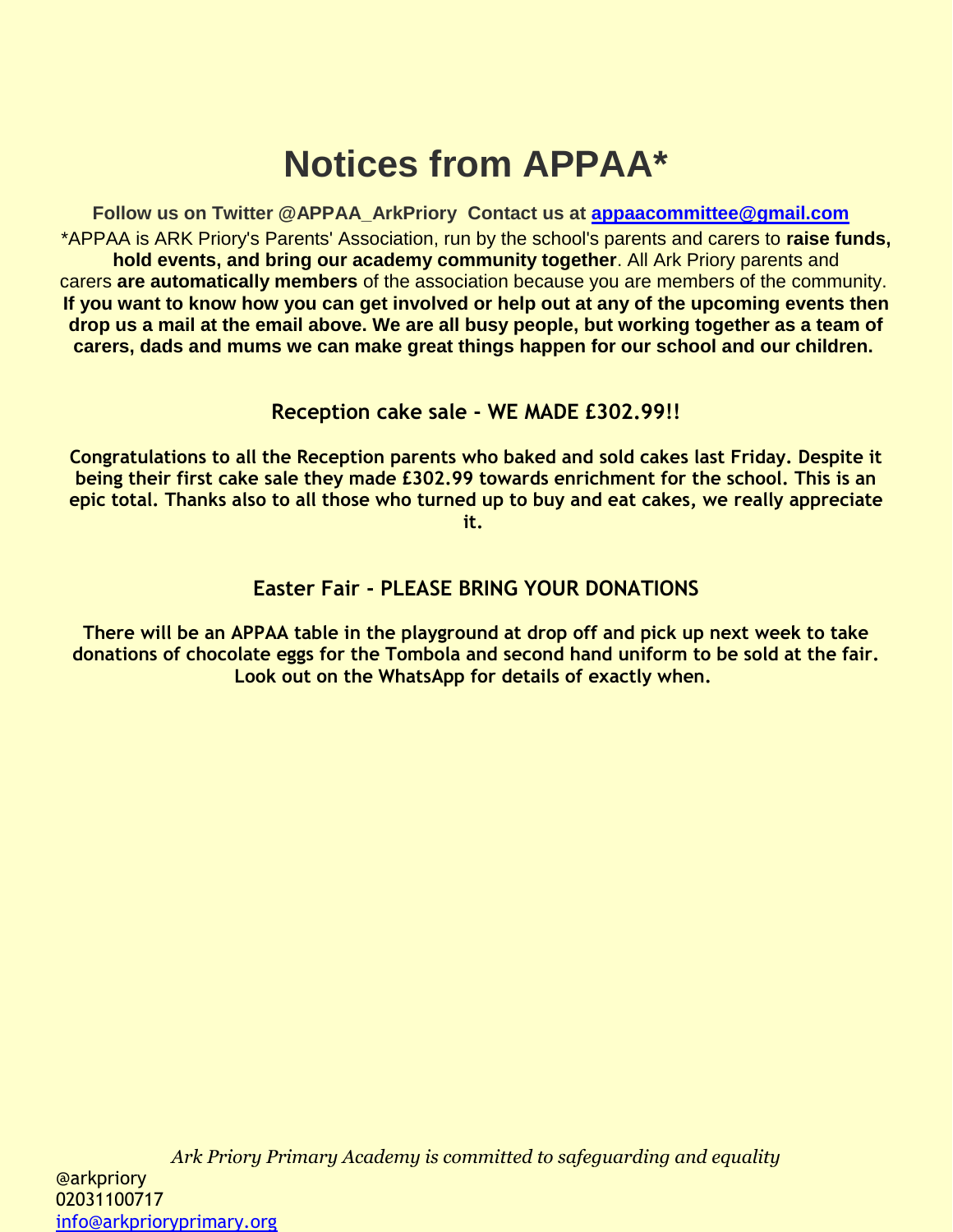# Notices from APPAA*

**Follow us on Twitter @APPAA_ArkPriory  Contact us at [appaacommittee@gmail.com](mailto:appaacommittee@gmail.com)**

*APPAA is ARK Priory's Parents' Association, run by the school's parents and carers to **raise funds, hold events, and bring our academy community together**. All Ark Priory parents and carers **are automatically members** of the association because you are members of the community. **If you want to know how you can get involved or help out at any of the upcoming events then drop us a mail at the email above. We are all busy people, but working together as a team of carers, dads and mums we can make great things happen for our school and our children.**

### Reception cake sale - WE MADE £302.99!!

**Congratulations to all the Reception parents who baked and sold cakes last Friday. Despite it being their first cake sale they made £302.99 towards enrichment for the school. This is an epic total. Thanks also to all those who turned up to buy and eat cakes, we really appreciate it.**

### Easter Fair - PLEASE BRING YOUR DONATIONS

**There will be an APPAA table in the playground at drop off and pick up next week to take donations of chocolate eggs for the Tombola and second hand uniform to be sold at the fair. Look out on the WhatsApp for details of exactly when.**

*Ark Priory Primary Academy is committed to safeguarding and equality*

@arkpriory
02031100717
[info@arkprioryprimary.org](mailto:info@arkprioryprimary.org)